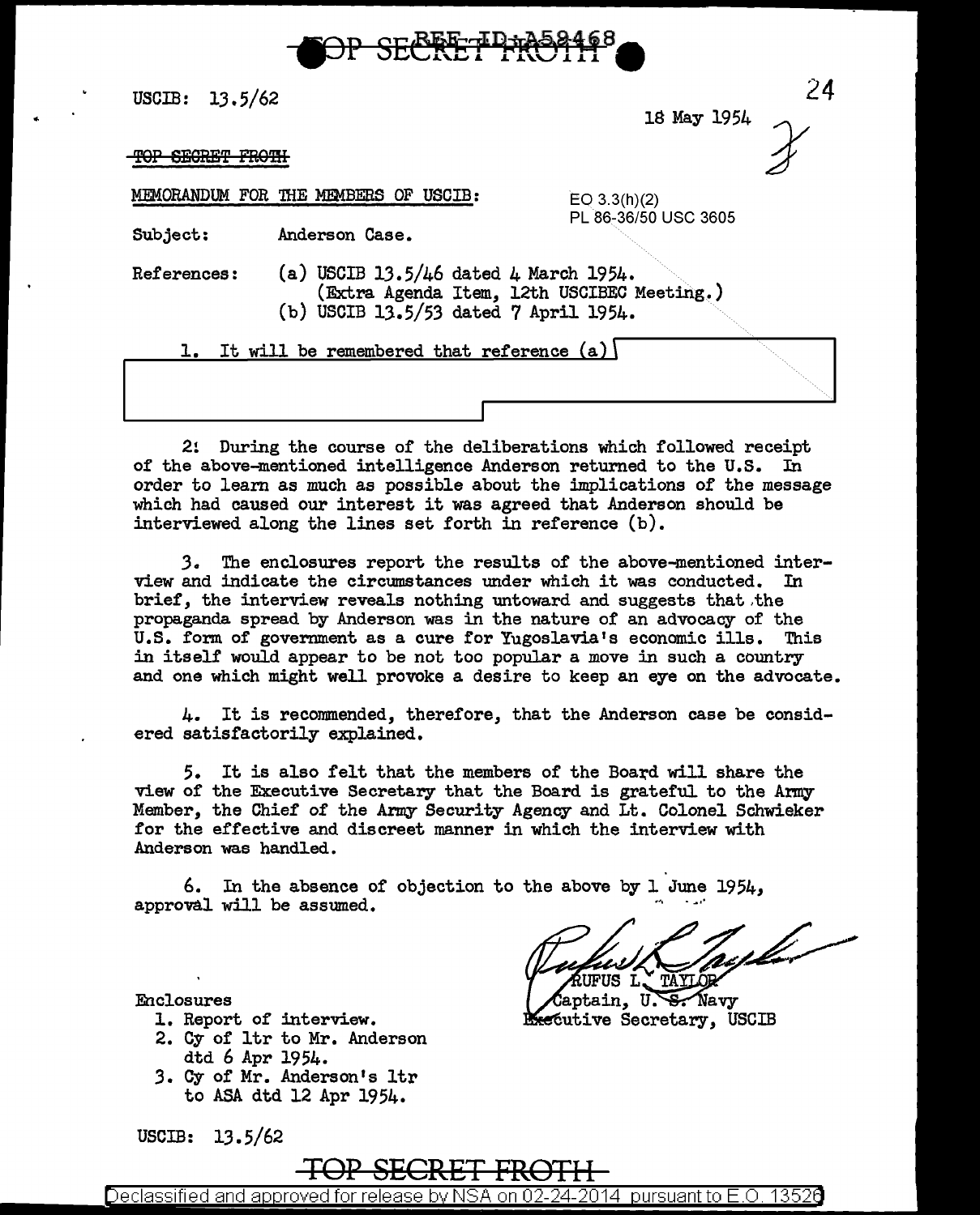TOP SECRET FROTH

USCIB: 13.5/62

18 May 1954

~~TOP SECRET FROTH~~

MEMORANDUM FOR THE MEMBERS OF USCIB:

EO 3.3(h)(2)
PL 86-36/50 USC 3605

Subject: Anderson Case.

References: (a) USCIB 13.5/46 dated 4 March 1954. (Extra Agenda Item, 12th USCIBEC Meeting.)
(b) USCIB 13.5/53 dated 7 April 1954.

1. It will be remembered that reference (a)

2. During the course of the deliberations which followed receipt of the above-mentioned intelligence Anderson returned to the U.S. In order to learn as much as possible about the implications of the message which had caused our interest it was agreed that Anderson should be interviewed along the lines set forth in reference (b).

3. The enclosures report the results of the above-mentioned interview and indicate the circumstances under which it was conducted. In brief, the interview reveals nothing untoward and suggests that the propaganda spread by Anderson was in the nature of an advocacy of the U.S. form of government as a cure for Yugoslavia's economic ills. This in itself would appear to be not too popular a move in such a country and one which might well provoke a desire to keep an eye on the advocate.

4. It is recommended, therefore, that the Anderson case be considered satisfactorily explained.

5. It is also felt that the members of the Board will share the view of the Executive Secretary that the Board is grateful to the Army Member, the Chief of the Army Security Agency and Lt. Colonel Schwieker for the effective and discreet manner in which the interview with Anderson was handled.

6. In the absence of objection to the above by 1 June 1954, approval will be assumed.

RUFUS L. TAYLOR
Captain, U. S. Navy
Executive Secretary, USCIB

Enclosures
1. Report of interview.
2. Cy of ltr to Mr. Anderson dtd 6 Apr 1954.
3. Cy of Mr. Anderson's ltr to ASA dtd 12 Apr 1954.

USCIB: 13.5/62

TOP SECRET FROTH

Declassified and approved for release by NSA on 02-24-2014 pursuant to E.O. 13526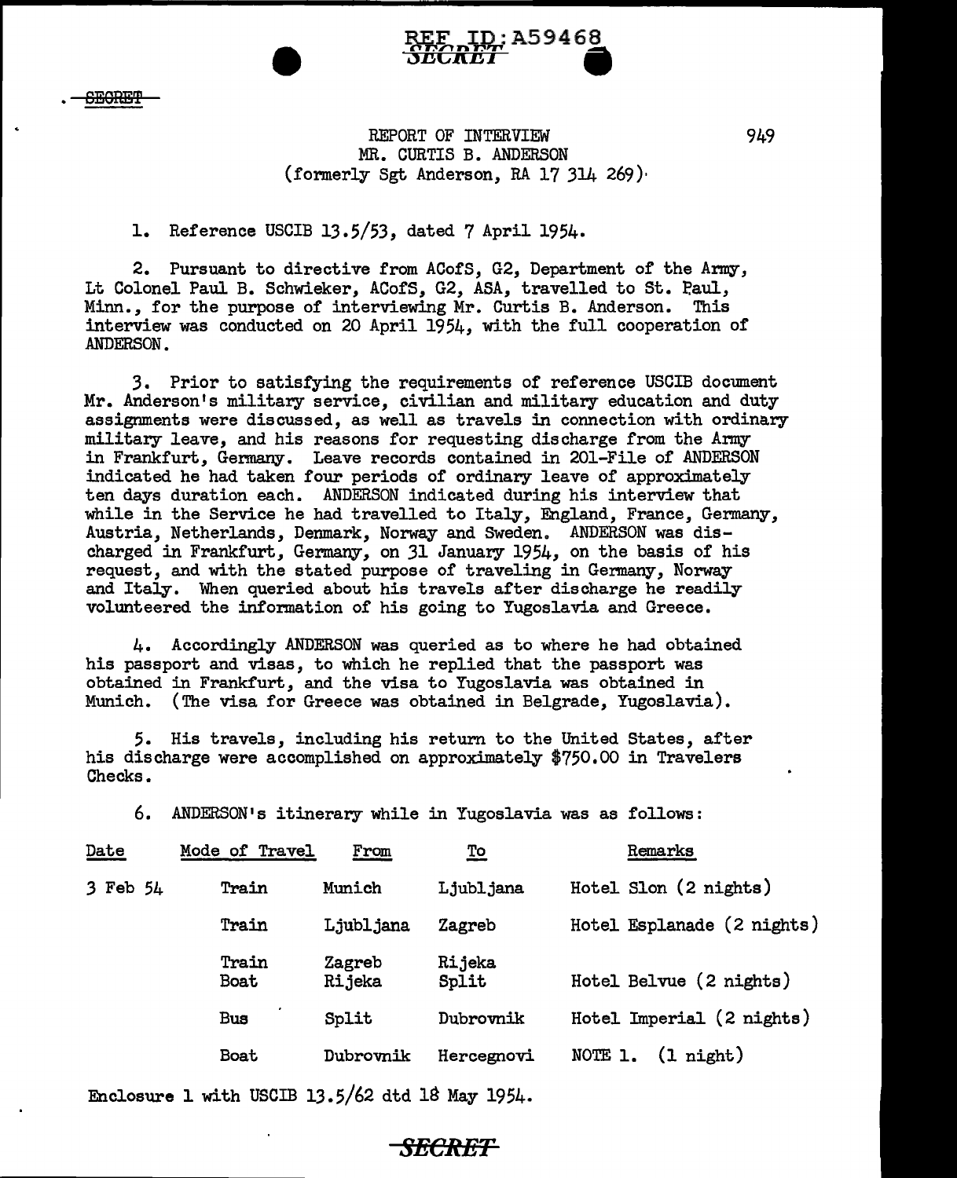SECRET

REF ID:A59468

SECRET

REPORT OF INTERVIEW
MR. CURTIS B. ANDERSON
(formerly Sgt Anderson, RA 17 314 269)

1. Reference USCIB 13.5/53, dated 7 April 1954.

2. Pursuant to directive from ACofS, G2, Department of the Army, Lt Colonel Paul B. Schwieker, ACofS, G2, ASA, travelled to St. Paul, Minn., for the purpose of interviewing Mr. Curtis B. Anderson. This interview was conducted on 20 April 1954, with the full cooperation of ANDERSON.

3. Prior to satisfying the requirements of reference USCIB document Mr. Anderson's military service, civilian and military education and duty assignments were discussed, as well as travels in connection with ordinary military leave, and his reasons for requesting discharge from the Army in Frankfurt, Germany. Leave records contained in 201-File of ANDERSON indicated he had taken four periods of ordinary leave of approximately ten days duration each. ANDERSON indicated during his interview that while in the Service he had travelled to Italy, England, France, Germany, Austria, Netherlands, Denmark, Norway and Sweden. ANDERSON was discharged in Frankfurt, Germany, on 31 January 1954, on the basis of his request, and with the stated purpose of traveling in Germany, Norway and Italy. When queried about his travels after discharge he readily volunteered the information of his going to Yugoslavia and Greece.

4. Accordingly ANDERSON was queried as to where he had obtained his passport and visas, to which he replied that the passport was obtained in Frankfurt, and the visa to Yugoslavia was obtained in Munich. (The visa for Greece was obtained in Belgrade, Yugoslavia).

5. His travels, including his return to the United States, after his discharge were accomplished on approximately $750.00 in Travelers Checks.

6. ANDERSON's itinerary while in Yugoslavia was as follows:

| Date | Mode of Travel | From | To | Remarks |
|---|---|---|---|---|
| 3 Feb 54 | Train | Munich | Ljubljana | Hotel Slon (2 nights) |
| | Train | Ljubljana | Zagreb | Hotel Esplanade (2 nights) |
| | Train | Zagreb | Rijeka | |
| | Boat | Rijeka | Split | Hotel Belvue (2 nights) |
| | Bus | Split | Dubrovnik | Hotel Imperial (2 nights) |
| | Boat | Dubrovnik | Hercegnovi | NOTE 1. (1 night) |

Enclosure 1 with USCIB 13.5/62 dtd 18 May 1954.

SECRET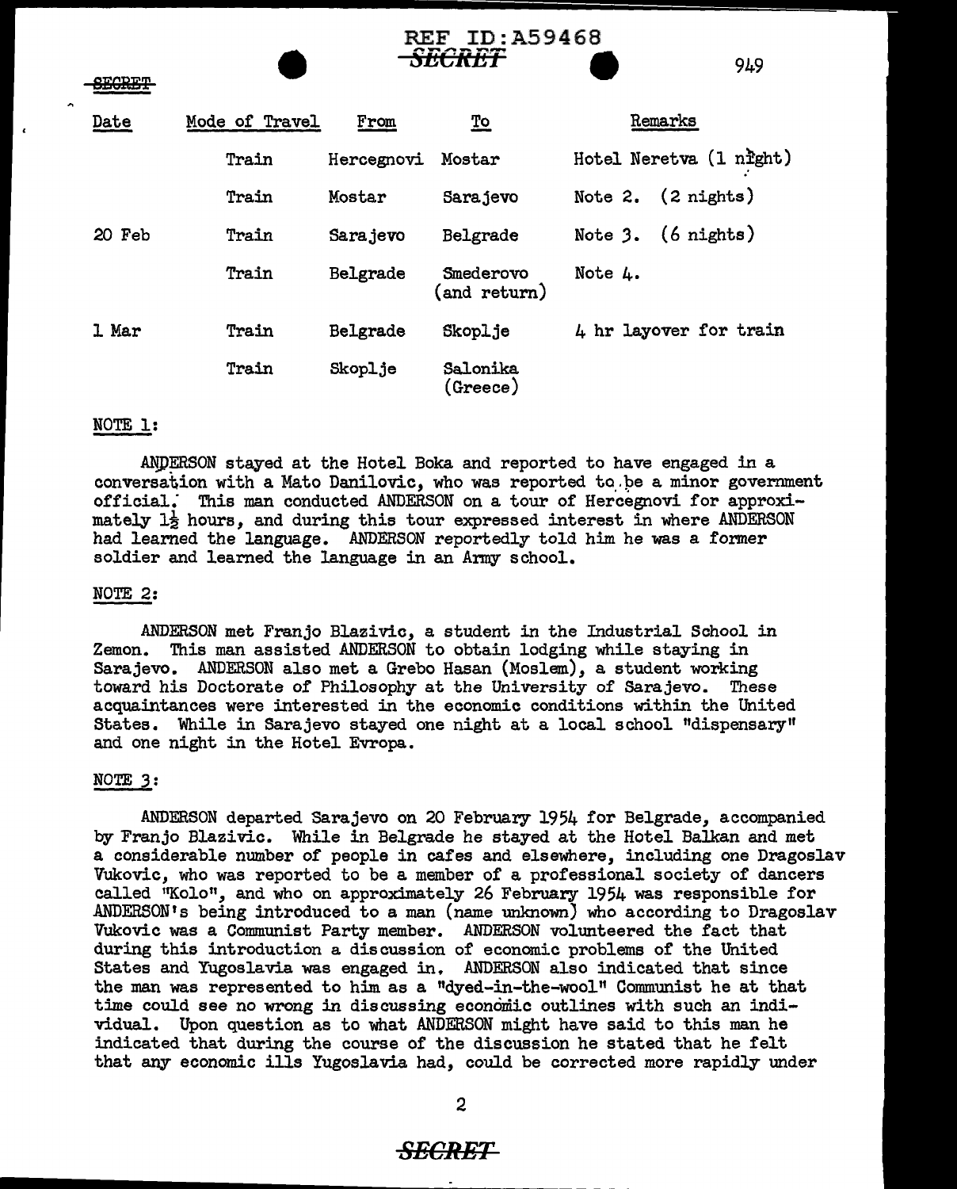REF ID:A59468

SECRET

SECRET

| Date | Mode of Travel | From | To | Remarks |
| --- | --- | --- | --- | --- |
| | Train | Hercegnovi | Mostar | Hotel Neretva (1 night) |
| | Train | Mostar | Sarajevo | Note 2. (2 nights) |
| 20 Feb | Train | Sarajevo | Belgrade | Note 3. (6 nights) |
| | Train | Belgrade | Smederovo (and return) | Note 4. |
| 1 Mar | Train | Belgrade | Skoplje | 4 hr layover for train |
| | Train | Skoplje | Salonika (Greece) | |

NOTE 1:

ANDERSON stayed at the Hotel Boka and reported to have engaged in a conversation with a Mato Danilovic, who was reported to be a minor government official. This man conducted ANDERSON on a tour of Hercegnovi for approximately 1½ hours, and during this tour expressed interest in where ANDERSON had learned the language. ANDERSON reportedly told him he was a former soldier and learned the language in an Army school.

NOTE 2:

ANDERSON met Franjo Blazivic, a student in the Industrial School in Zemon. This man assisted ANDERSON to obtain lodging while staying in Sarajevo. ANDERSON also met a Grebo Hasan (Moslem), a student working toward his Doctorate of Philosophy at the University of Sarajevo. These acquaintances were interested in the economic conditions within the United States. While in Sarajevo stayed one night at a local school "dispensary" and one night in the Hotel Evropa.

NOTE 3:

ANDERSON departed Sarajevo on 20 February 1954 for Belgrade, accompanied by Franjo Blazivic. While in Belgrade he stayed at the Hotel Balkan and met a considerable number of people in cafes and elsewhere, including one Dragoslav Vukovic, who was reported to be a member of a professional society of dancers called "Kolo", and who on approximately 26 February 1954 was responsible for ANDERSON's being introduced to a man (name unknown) who according to Dragoslav Vukovic was a Communist Party member. ANDERSON volunteered the fact that during this introduction a discussion of economic problems of the United States and Yugoslavia was engaged in. ANDERSON also indicated that since the man was represented to him as a "dyed-in-the-wool" Communist he at that time could see no wrong in discussing economic outlines with such an individual. Upon question as to what ANDERSON might have said to this man he indicated that during the course of the discussion he stated that he felt that any economic ills Yugoslavia had, could be corrected more rapidly under

SECRET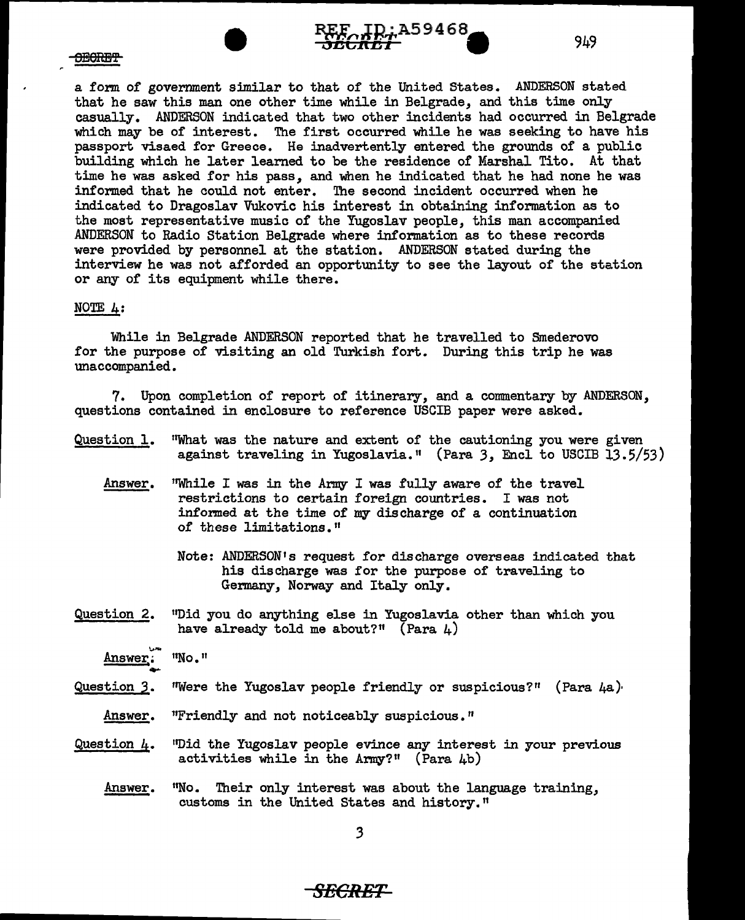a form of government similar to that of the United States. ANDERSON stated that he saw this man one other time while in Belgrade, and this time only casually. ANDERSON indicated that two other incidents had occurred in Belgrade which may be of interest. The first occurred while he was seeking to have his passport visaed for Greece. He inadvertently entered the grounds of a public building which he later learned to be the residence of Marshal Tito. At that time he was asked for his pass, and when he indicated that he had none he was informed that he could not enter. The second incident occurred when he indicated to Dragoslav Vukovic his interest in obtaining information as to the most representative music of the Yugoslav people, this man accompanied ANDERSON to Radio Station Belgrade where information as to these records were provided by personnel at the station. ANDERSON stated during the interview he was not afforded an opportunity to see the layout of the station or any of its equipment while there.

NOTE 4:

While in Belgrade ANDERSON reported that he travelled to Smederovo for the purpose of visiting an old Turkish fort. During this trip he was unaccompanied.

7. Upon completion of report of itinerary, and a commentary by ANDERSON, questions contained in enclosure to reference USCIB paper were asked.

Question 1. "What was the nature and extent of the cautioning you were given against traveling in Yugoslavia." (Para 3, Encl to USCIB 13.5/53)

Answer. "While I was in the Army I was fully aware of the travel restrictions to certain foreign countries. I was not informed at the time of my discharge of a continuation of these limitations."

Note: ANDERSON's request for discharge overseas indicated that his discharge was for the purpose of traveling to Germany, Norway and Italy only.

Question 2. "Did you do anything else in Yugoslavia other than which you have already told me about?" (Para 4)

Answer. "No."

Question 3. "Were the Yugoslav people friendly or suspicious?" (Para 4a)

Answer. "Friendly and not noticeably suspicious."

Question 4. "Did the Yugoslav people evince any interest in your previous activities while in the Army?" (Para 4b)

Answer. "No. Their only interest was about the language training, customs in the United States and history."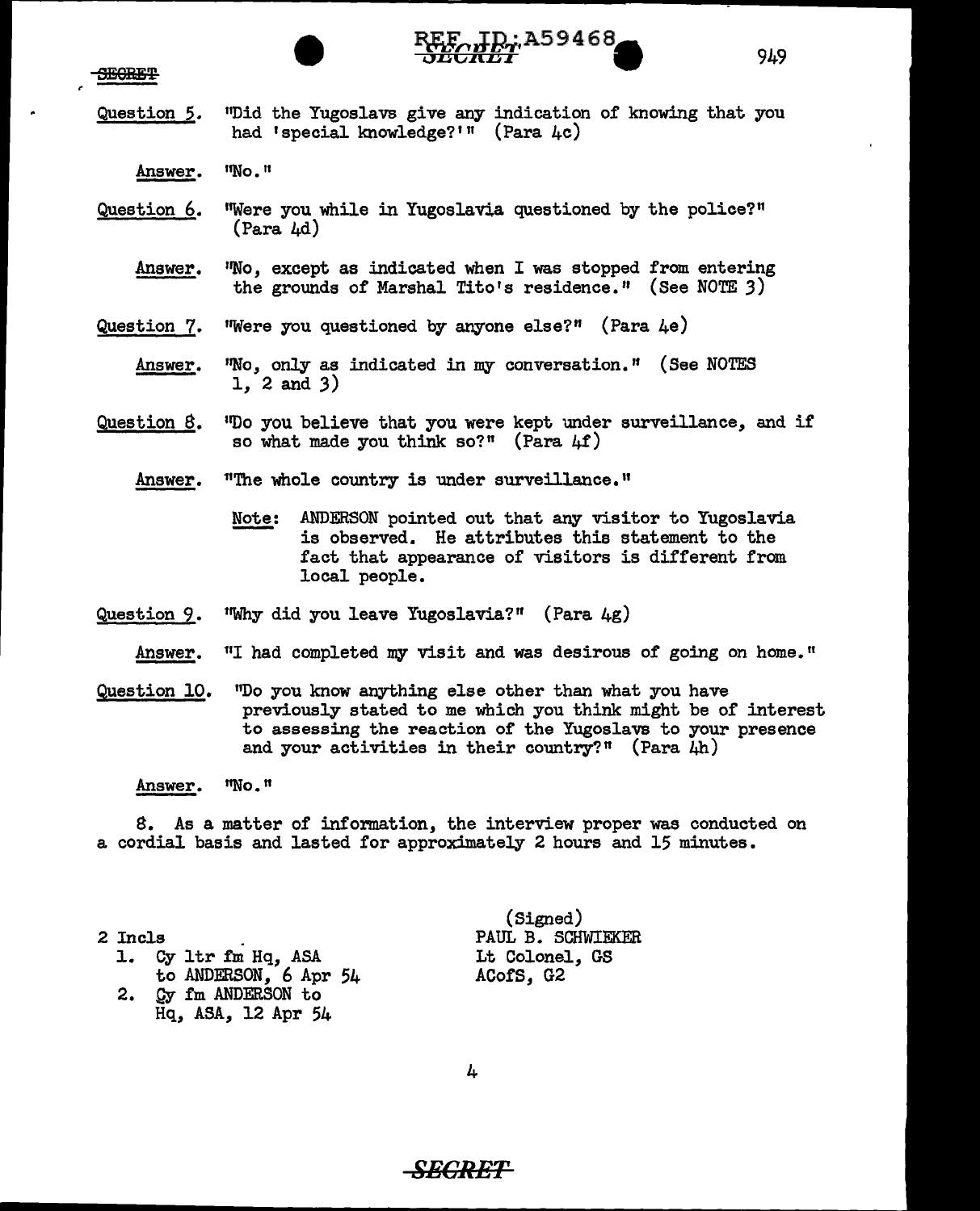Question 5. "Did the Yugoslavs give any indication of knowing that you had 'special knowledge?'" (Para 4c)

Answer. "No."

Question 6. "Were you while in Yugoslavia questioned by the police?" (Para 4d)

Answer. "No, except as indicated when I was stopped from entering the grounds of Marshal Tito's residence." (See NOTE 3)

Question 7. "Were you questioned by anyone else?" (Para 4e)

Answer. "No, only as indicated in my conversation." (See NOTES 1, 2 and 3)

Question 8. "Do you believe that you were kept under surveillance, and if so what made you think so?" (Para 4f)

Answer. "The whole country is under surveillance."

Note: ANDERSON pointed out that any visitor to Yugoslavia is observed. He attributes this statement to the fact that appearance of visitors is different from local people.

Question 9. "Why did you leave Yugoslavia?" (Para 4g)

Answer. "I had completed my visit and was desirous of going on home."

Question 10. "Do you know anything else other than what you have previously stated to me which you think might be of interest to assessing the reaction of the Yugoslavs to your presence and your activities in their country?" (Para 4h)

Answer. "No."

8. As a matter of information, the interview proper was conducted on a cordial basis and lasted for approximately 2 hours and 15 minutes.

2 Incls
1. Cy ltr fm Hq, ASA to ANDERSON, 6 Apr 54
2. Cy fm ANDERSON to Hq, ASA, 12 Apr 54

(Signed)
PAUL B. SCHWIEKER
Lt Colonel, GS
ACofS, G2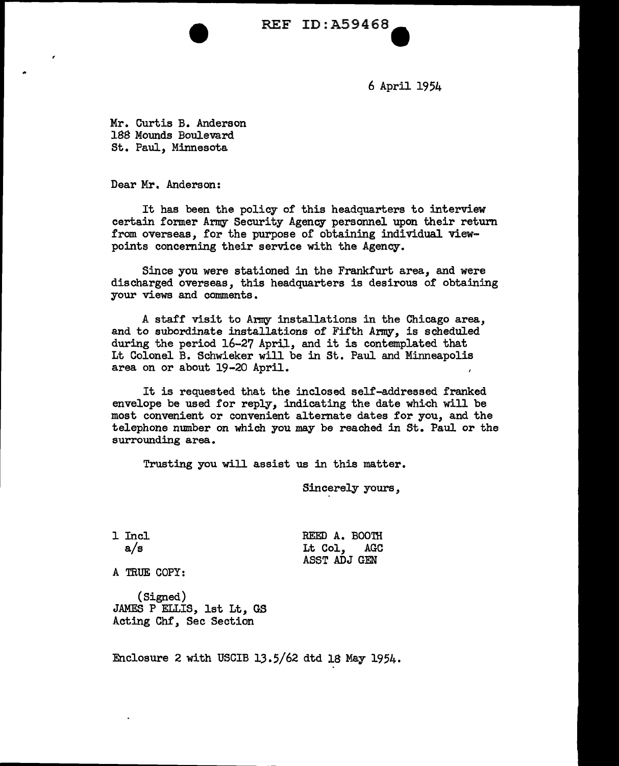REF ID:A59468

6 April 1954

Mr. Curtis B. Anderson
188 Mounds Boulevard
St. Paul, Minnesota

Dear Mr. Anderson:

It has been the policy of this headquarters to interview certain former Army Security Agency personnel upon their return from overseas, for the purpose of obtaining individual viewpoints concerning their service with the Agency.

Since you were stationed in the Frankfurt area, and were discharged overseas, this headquarters is desirous of obtaining your views and comments.

A staff visit to Army installations in the Chicago area, and to subordinate installations of Fifth Army, is scheduled during the period 16-27 April, and it is contemplated that Lt Colonel B. Schwieker will be in St. Paul and Minneapolis area on or about 19-20 April.

It is requested that the inclosed self-addressed franked envelope be used for reply, indicating the date which will be most convenient or convenient alternate dates for you, and the telephone number on which you may be reached in St. Paul or the surrounding area.

Trusting you will assist us in this matter.

Sincerely yours,

1 Incl
a/s

REED A. BOOTH
Lt Col, AGC
ASST ADJ GEN

A TRUE COPY:

(Signed)
JAMES P ELLIS, 1st Lt, GS
Acting Chf, Sec Section

Enclosure 2 with USCIB 13.5/62 dtd 18 May 1954.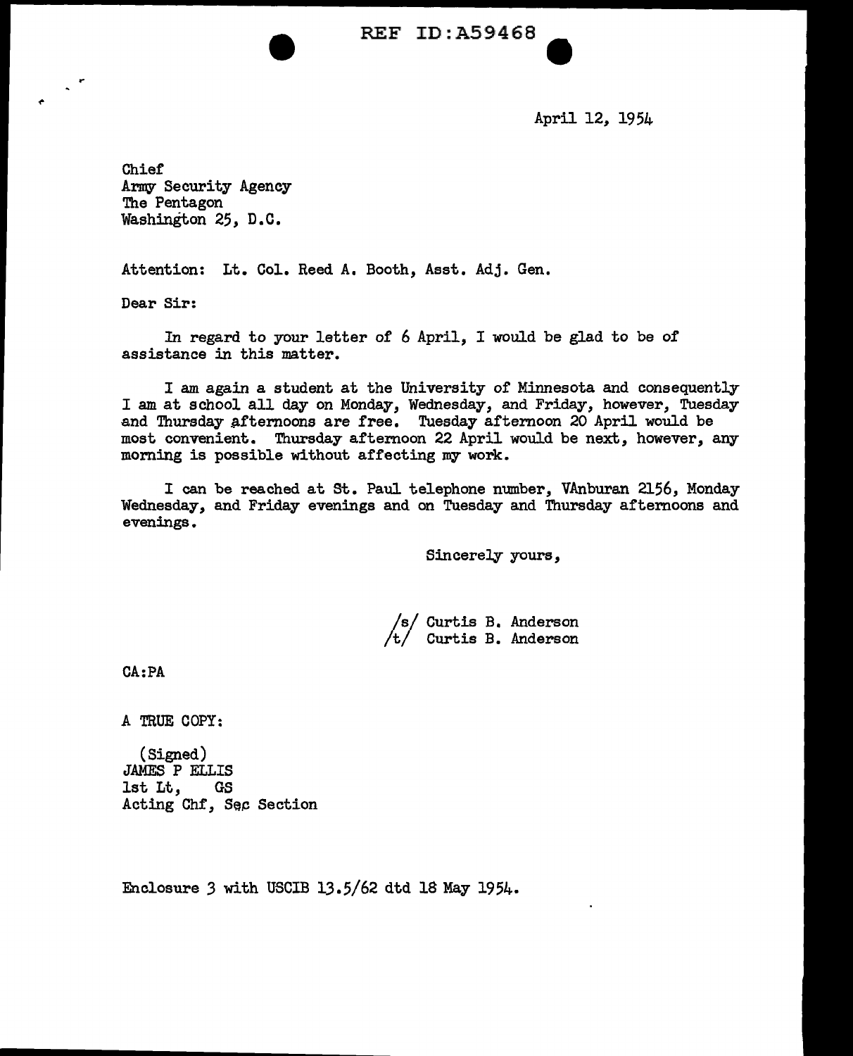REF ID:A59468

April 12, 1954

Chief
Army Security Agency
The Pentagon
Washington 25, D.C.

Attention: Lt. Col. Reed A. Booth, Asst. Adj. Gen.

Dear Sir:

In regard to your letter of 6 April, I would be glad to be of assistance in this matter.

I am again a student at the University of Minnesota and consequently I am at school all day on Monday, Wednesday, and Friday, however, Tuesday and Thursday afternoons are free. Tuesday afternoon 20 April would be most convenient. Thursday afternoon 22 April would be next, however, any morning is possible without affecting my work.

I can be reached at St. Paul telephone number, VAnburan 2156, Monday Wednesday, and Friday evenings and on Tuesday and Thursday afternoons and evenings.

Sincerely yours,

/s/ Curtis B. Anderson
/t/ Curtis B. Anderson

CA:PA

A TRUE COPY:

(Signed)
JAMES P ELLIS
1st Lt, GS
Acting Chf, Sec Section

Enclosure 3 with USCIB 13.5/62 dtd 18 May 1954.